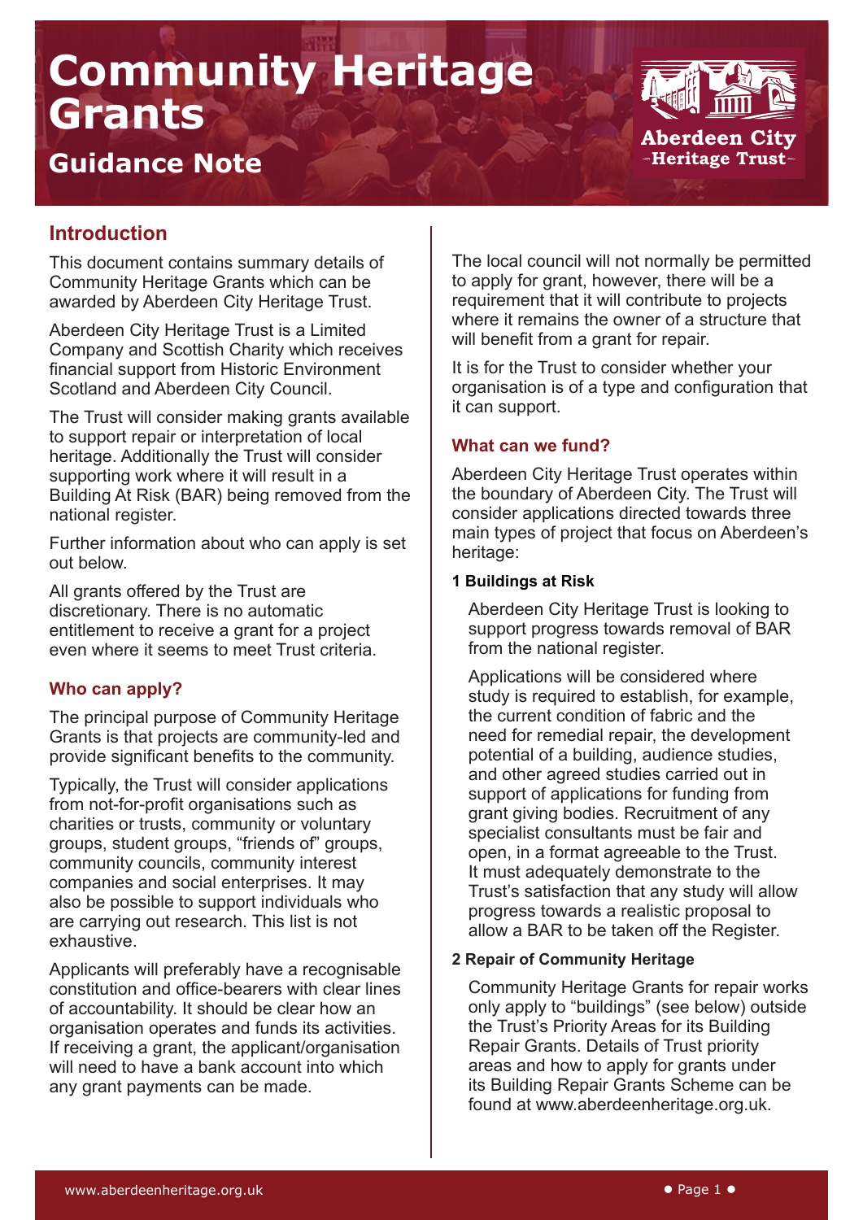# Community Heritage Grants

## Guidance Note

Aberdeen City
Heritage Trust

### Introduction

This document contains summary details of Community Heritage Grants which can be awarded by Aberdeen City Heritage Trust.

Aberdeen City Heritage Trust is a Limited Company and Scottish Charity which receives financial support from Historic Environment Scotland and Aberdeen City Council.

The Trust will consider making grants available to support repair or interpretation of local heritage. Additionally the Trust will consider supporting work where it will result in a Building At Risk (BAR) being removed from the national register.

Further information about who can apply is set out below.

All grants offered by the Trust are discretionary. There is no automatic entitlement to receive a grant for a project even where it seems to meet Trust criteria.

### Who can apply?

The principal purpose of Community Heritage Grants is that projects are community-led and provide significant benefits to the community.

Typically, the Trust will consider applications from not-for-profit organisations such as charities or trusts, community or voluntary groups, student groups, "friends of" groups, community councils, community interest companies and social enterprises. It may also be possible to support individuals who are carrying out research. This list is not exhaustive.

Applicants will preferably have a recognisable constitution and office-bearers with clear lines of accountability. It should be clear how an organisation operates and funds its activities. If receiving a grant, the applicant/organisation will need to have a bank account into which any grant payments can be made.

The local council will not normally be permitted to apply for grant, however, there will be a requirement that it will contribute to projects where it remains the owner of a structure that will benefit from a grant for repair.

It is for the Trust to consider whether your organisation is of a type and configuration that it can support.

### What can we fund?

Aberdeen City Heritage Trust operates within the boundary of Aberdeen City. The Trust will consider applications directed towards three main types of project that focus on Aberdeen's heritage:

#### 1 Buildings at Risk

Aberdeen City Heritage Trust is looking to support progress towards removal of BAR from the national register.

Applications will be considered where study is required to establish, for example, the current condition of fabric and the need for remedial repair, the development potential of a building, audience studies, and other agreed studies carried out in support of applications for funding from grant giving bodies. Recruitment of any specialist consultants must be fair and open, in a format agreeable to the Trust. It must adequately demonstrate to the Trust's satisfaction that any study will allow progress towards a realistic proposal to allow a BAR to be taken off the Register.

#### 2 Repair of Community Heritage

Community Heritage Grants for repair works only apply to "buildings" (see below) outside the Trust's Priority Areas for its Building Repair Grants. Details of Trust priority areas and how to apply for grants under its Building Repair Grants Scheme can be found at www.aberdeenheritage.org.uk.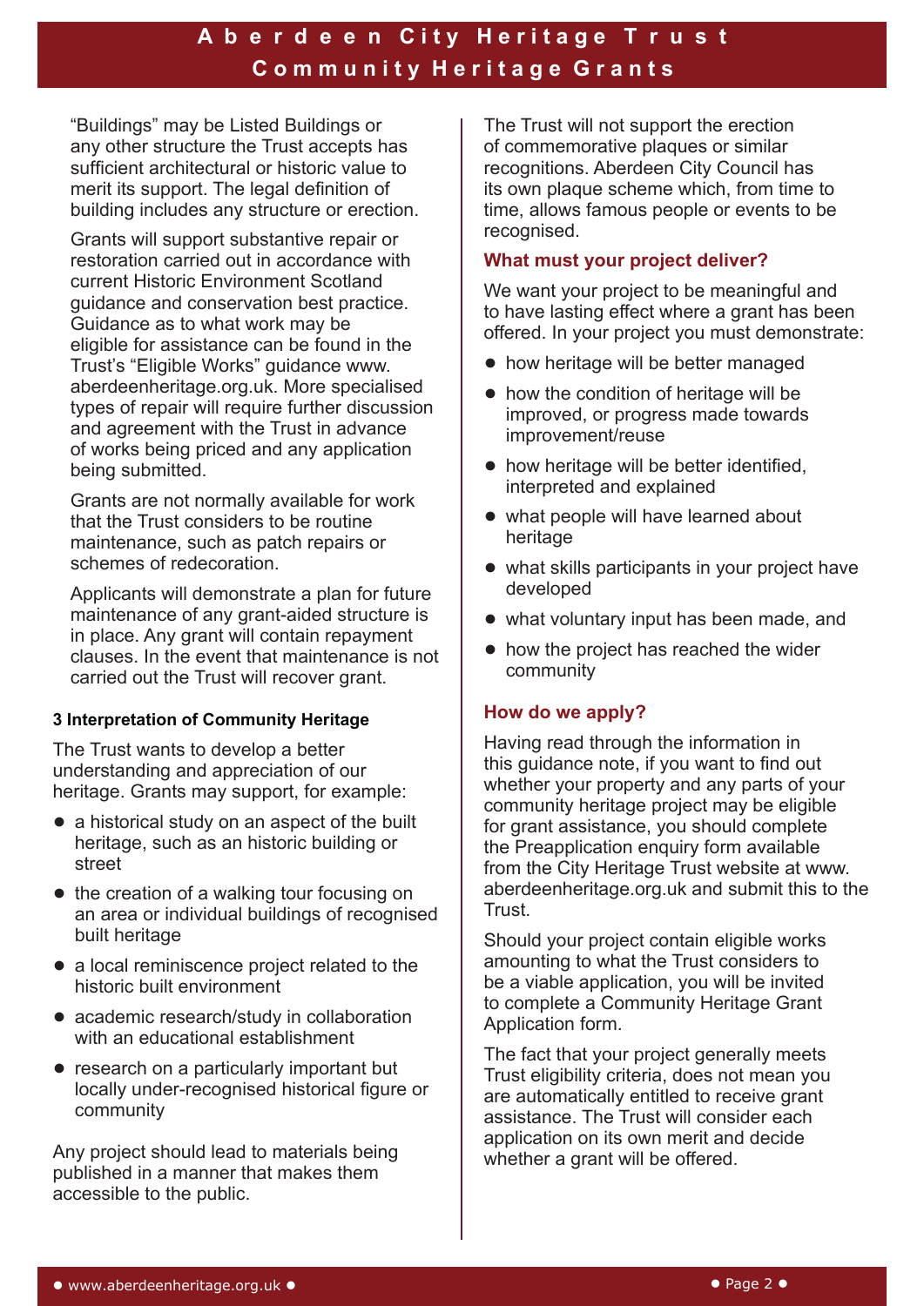"Buildings" may be Listed Buildings or any other structure the Trust accepts has sufficient architectural or historic value to merit its support. The legal definition of building includes any structure or erection.

Grants will support substantive repair or restoration carried out in accordance with current Historic Environment Scotland guidance and conservation best practice. Guidance as to what work may be eligible for assistance can be found in the Trust's "Eligible Works" guidance www.aberdeenheritage.org.uk. More specialised types of repair will require further discussion and agreement with the Trust in advance of works being priced and any application being submitted.

Grants are not normally available for work that the Trust considers to be routine maintenance, such as patch repairs or schemes of redecoration.

Applicants will demonstrate a plan for future maintenance of any grant-aided structure is in place. Any grant will contain repayment clauses. In the event that maintenance is not carried out the Trust will recover grant.

#### 3 Interpretation of Community Heritage

The Trust wants to develop a better understanding and appreciation of our heritage. Grants may support, for example:

- a historical study on an aspect of the built heritage, such as an historic building or street
- the creation of a walking tour focusing on an area or individual buildings of recognised built heritage
- a local reminiscence project related to the historic built environment
- academic research/study in collaboration with an educational establishment
- research on a particularly important but locally under-recognised historical figure or community

Any project should lead to materials being published in a manner that makes them accessible to the public.

The Trust will not support the erection of commemorative plaques or similar recognitions. Aberdeen City Council has its own plaque scheme which, from time to time, allows famous people or events to be recognised.

### What must your project deliver?

We want your project to be meaningful and to have lasting effect where a grant has been offered. In your project you must demonstrate:

- how heritage will be better managed
- how the condition of heritage will be improved, or progress made towards improvement/reuse
- how heritage will be better identified, interpreted and explained
- what people will have learned about heritage
- what skills participants in your project have developed
- what voluntary input has been made, and
- how the project has reached the wider community

### How do we apply?

Having read through the information in this guidance note, if you want to find out whether your property and any parts of your community heritage project may be eligible for grant assistance, you should complete the Preapplication enquiry form available from the City Heritage Trust website at www.aberdeenheritage.org.uk and submit this to the Trust.

Should your project contain eligible works amounting to what the Trust considers to be a viable application, you will be invited to complete a Community Heritage Grant Application form.

The fact that your project generally meets Trust eligibility criteria, does not mean you are automatically entitled to receive grant assistance. The Trust will consider each application on its own merit and decide whether a grant will be offered.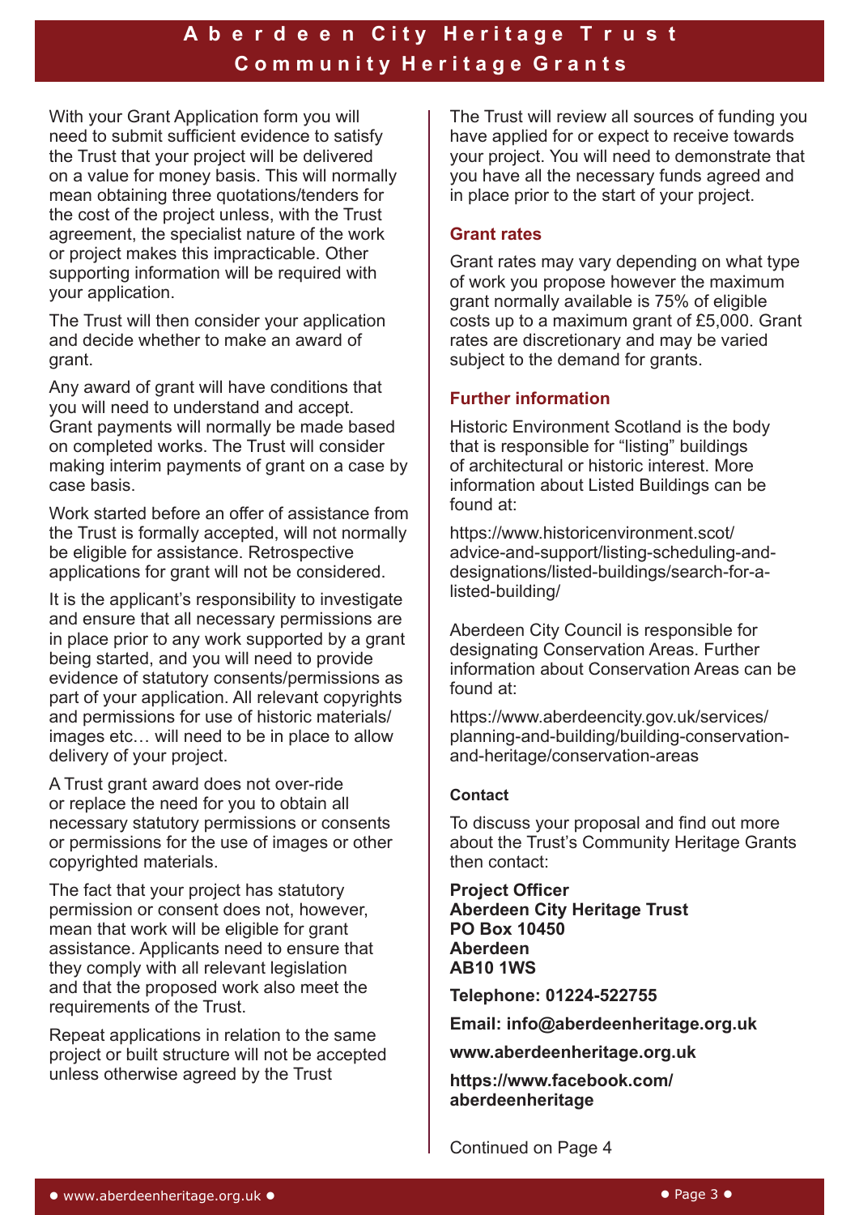With your Grant Application form you will need to submit sufficient evidence to satisfy the Trust that your project will be delivered on a value for money basis. This will normally mean obtaining three quotations/tenders for the cost of the project unless, with the Trust agreement, the specialist nature of the work or project makes this impracticable. Other supporting information will be required with your application.

The Trust will then consider your application and decide whether to make an award of grant.

Any award of grant will have conditions that you will need to understand and accept. Grant payments will normally be made based on completed works. The Trust will consider making interim payments of grant on a case by case basis.

Work started before an offer of assistance from the Trust is formally accepted, will not normally be eligible for assistance. Retrospective applications for grant will not be considered.

It is the applicant's responsibility to investigate and ensure that all necessary permissions are in place prior to any work supported by a grant being started, and you will need to provide evidence of statutory consents/permissions as part of your application. All relevant copyrights and permissions for use of historic materials/ images etc… will need to be in place to allow delivery of your project.

A Trust grant award does not over-ride or replace the need for you to obtain all necessary statutory permissions or consents or permissions for the use of images or other copyrighted materials.

The fact that your project has statutory permission or consent does not, however, mean that work will be eligible for grant assistance. Applicants need to ensure that they comply with all relevant legislation and that the proposed work also meet the requirements of the Trust.

Repeat applications in relation to the same project or built structure will not be accepted unless otherwise agreed by the Trust

The Trust will review all sources of funding you have applied for or expect to receive towards your project. You will need to demonstrate that you have all the necessary funds agreed and in place prior to the start of your project.

## Grant rates

Grant rates may vary depending on what type of work you propose however the maximum grant normally available is 75% of eligible costs up to a maximum grant of £5,000. Grant rates are discretionary and may be varied subject to the demand for grants.

## Further information

Historic Environment Scotland is the body that is responsible for "listing" buildings of architectural or historic interest. More information about Listed Buildings can be found at:

https://www.historicenvironment.scot/advice-and-support/listing-scheduling-and-designations/listed-buildings/search-for-a-listed-building/

Aberdeen City Council is responsible for designating Conservation Areas. Further information about Conservation Areas can be found at:

https://www.aberdeencity.gov.uk/services/planning-and-building/building-conservation-and-heritage/conservation-areas

### Contact

To discuss your proposal and find out more about the Trust's Community Heritage Grants then contact:

**Project Officer**
**Aberdeen City Heritage Trust**
**PO Box 10450**
**Aberdeen**
**AB10 1WS**

**Telephone: 01224-522755**

**Email: info@aberdeenheritage.org.uk**

**www.aberdeenheritage.org.uk**

**https://www.facebook.com/aberdeenheritage**

Continued on Page 4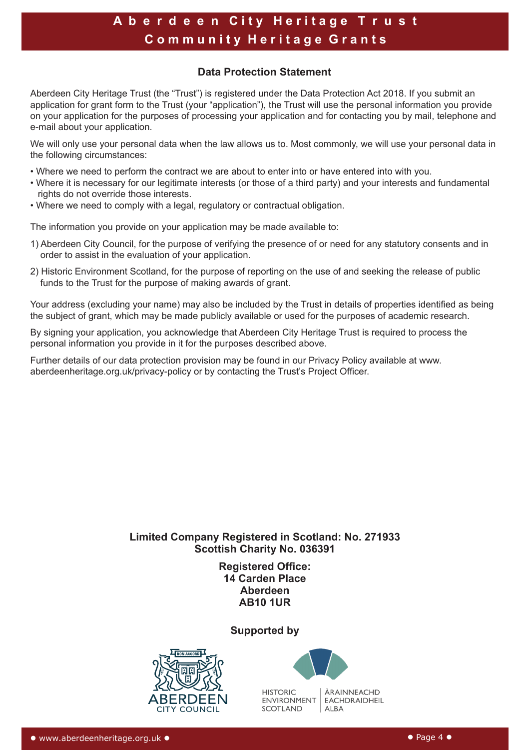## Data Protection Statement

Aberdeen City Heritage Trust (the "Trust") is registered under the Data Protection Act 2018. If you submit an application for grant form to the Trust (your "application"), the Trust will use the personal information you provide on your application for the purposes of processing your application and for contacting you by mail, telephone and e-mail about your application.

We will only use your personal data when the law allows us to. Most commonly, we will use your personal data in the following circumstances:

- Where we need to perform the contract we are about to enter into or have entered into with you.
- Where it is necessary for our legitimate interests (or those of a third party) and your interests and fundamental rights do not override those interests.
- Where we need to comply with a legal, regulatory or contractual obligation.

The information you provide on your application may be made available to:

1) Aberdeen City Council, for the purpose of verifying the presence of or need for any statutory consents and in order to assist in the evaluation of your application.
2) Historic Environment Scotland, for the purpose of reporting on the use of and seeking the release of public funds to the Trust for the purpose of making awards of grant.

Your address (excluding your name) may also be included by the Trust in details of properties identified as being the subject of grant, which may be made publicly available or used for the purposes of academic research.

By signing your application, you acknowledge that Aberdeen City Heritage Trust is required to process the personal information you provide in it for the purposes described above.

Further details of our data protection provision may be found in our Privacy Policy available at www.aberdeenheritage.org.uk/privacy-policy or by contacting the Trust's Project Officer.

**Limited Company Registered in Scotland: No. 271933**
**Scottish Charity No. 036391**

**Registered Office:**
**14 Carden Place**
**Aberdeen**
**AB10 1UR**

**Supported by**

BON ACCORD
ABERDEEN
CITY COUNCIL

HISTORIC ENVIRONMENT SCOTLAND | ÀRAINNEACHD EACHDRAIDHEIL ALBA